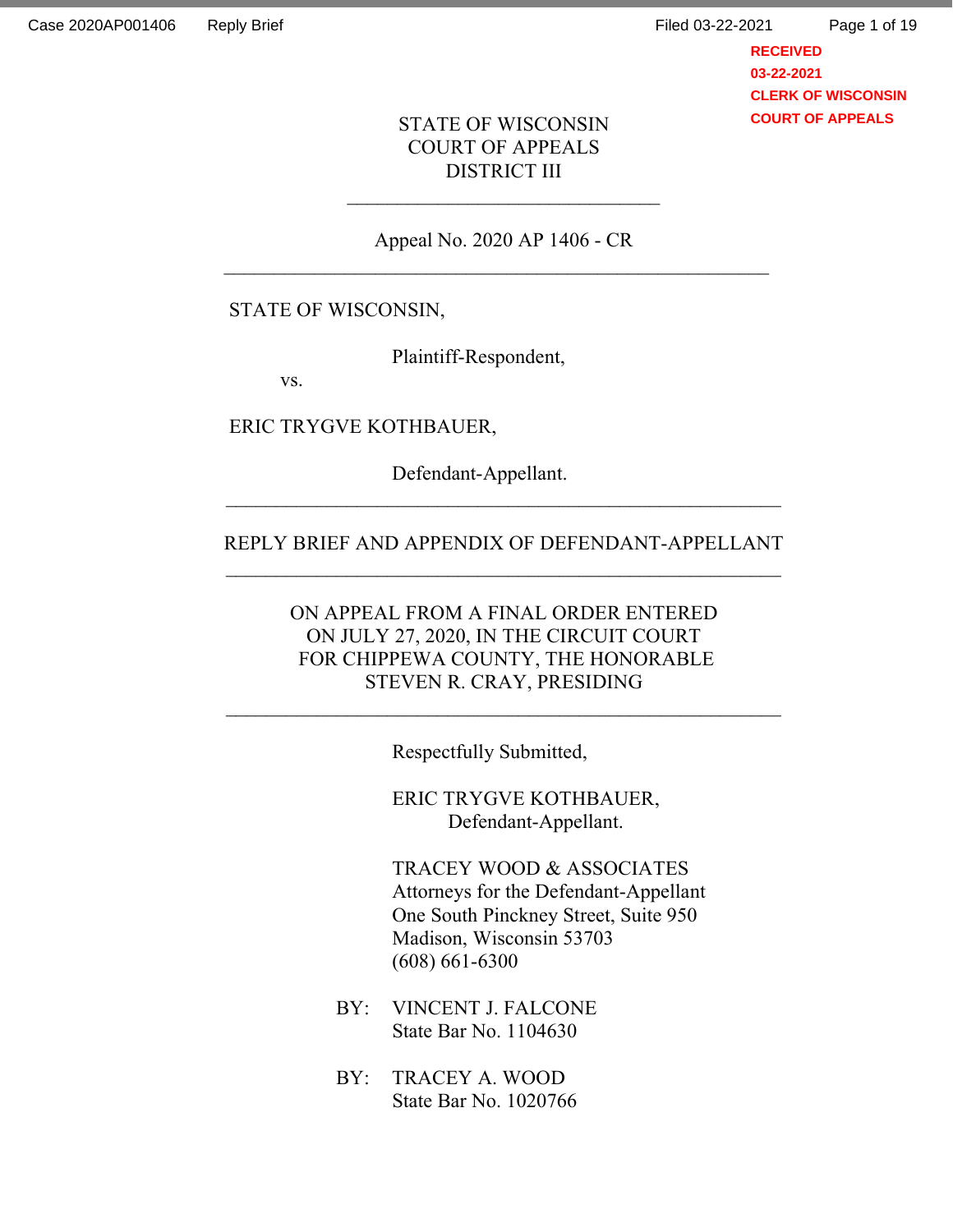STATE OF WISCONSIN
COURT OF APPEALS
DISTRICT III

---

Appeal No. 2020 AP 1406 - CR

---

STATE OF WISCONSIN,

Plaintiff-Respondent,

vs.

ERIC TRYGVE KOTHBAUER,

Defendant-Appellant.

---

REPLY BRIEF AND APPENDIX OF DEFENDANT-APPELLANT

---

ON APPEAL FROM A FINAL ORDER ENTERED ON JULY 27, 2020, IN THE CIRCUIT COURT FOR CHIPPEWA COUNTY, THE HONORABLE STEVEN R. CRAY, PRESIDING

---

Respectfully Submitted,

ERIC TRYGVE KOTHBAUER,
Defendant-Appellant.

TRACEY WOOD & ASSOCIATES
Attorneys for the Defendant-Appellant
One South Pinckney Street, Suite 950
Madison, Wisconsin 53703
(608) 661-6300

BY: VINCENT J. FALCONE
State Bar No. 1104630

BY: TRACEY A. WOOD
State Bar No. 1020766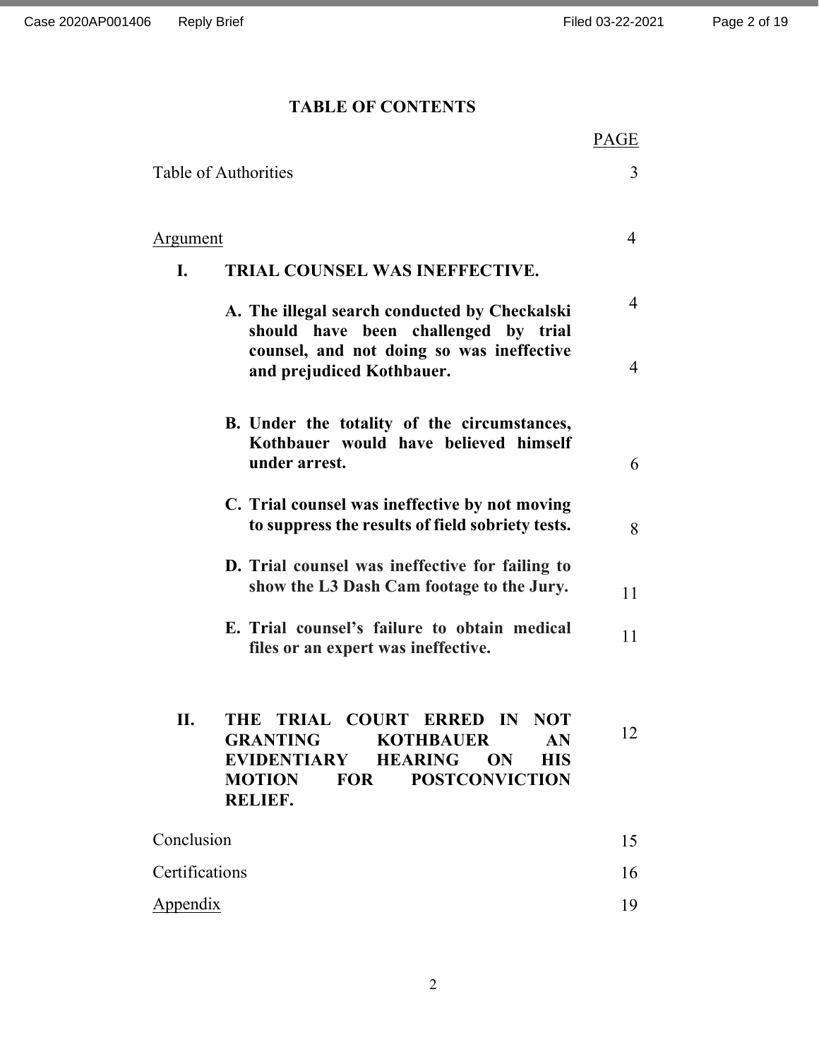## TABLE OF CONTENTS

| | PAGE |
|---|---|
| Table of Authorities | 3 |
| Argument | 4 |
| **I. TRIAL COUNSEL WAS INEFFECTIVE.** | 4 |
| **A. The illegal search conducted by Checkalski should have been challenged by trial counsel, and not doing so was ineffective and prejudiced Kothbauer.** | 4 |
| **B. Under the totality of the circumstances, Kothbauer would have believed himself under arrest.** | 6 |
| **C. Trial counsel was ineffective by not moving to suppress the results of field sobriety tests.** | 8 |
| **D. Trial counsel was ineffective for failing to show the L3 Dash Cam footage to the Jury.** | 11 |
| **E. Trial counsel's failure to obtain medical files or an expert was ineffective.** | 11 |
| **II. THE TRIAL COURT ERRED IN NOT GRANTING KOTHBAUER AN EVIDENTIARY HEARING ON HIS MOTION FOR POSTCONVICTION RELIEF.** | 12 |
| Conclusion | 15 |
| Certifications | 16 |
| Appendix | 19 |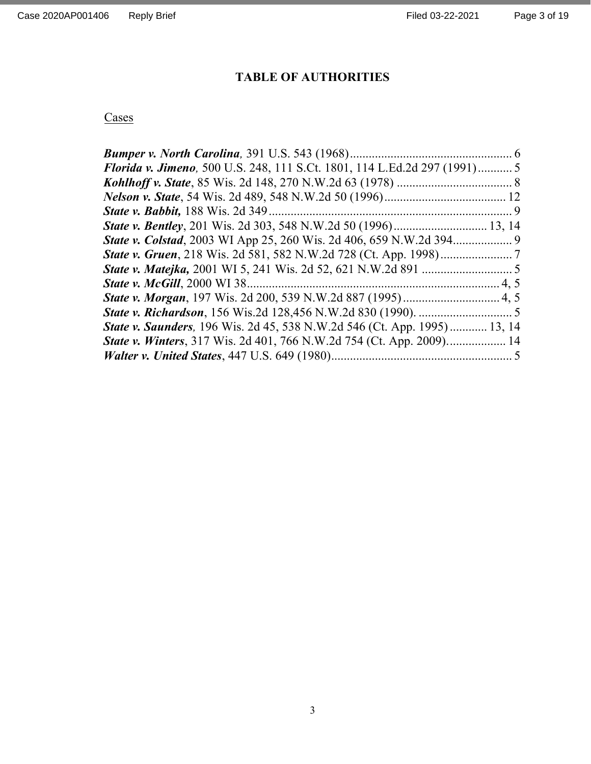# TABLE OF AUTHORITIES

## Cases

***Bumper v. North Carolina,*** 391 U.S. 543 (1968).................................................... 6
***Florida v. Jimeno,*** 500 U.S. 248, 111 S.Ct. 1801, 114 L.Ed.2d 297 (1991)........... 5
***Kohlhoff v. State***, 85 Wis. 2d 148, 270 N.W.2d 63 (1978) ..................................... 8
***Nelson v. State***, 54 Wis. 2d 489, 548 N.W.2d 50 (1996)....................................... 12
***State v. Babbit,*** 188 Wis. 2d 349.............................................................................. 9
***State v. Bentley***, 201 Wis. 2d 303, 548 N.W.2d 50 (1996)............................. 13, 14
***State v. Colstad***, 2003 WI App 25, 260 Wis. 2d 406, 659 N.W.2d 394.................. 9
***State v. Gruen***, 218 Wis. 2d 581, 582 N.W.2d 728 (Ct. App. 1998)....................... 7
***State v. Matejka,*** 2001 WI 5, 241 Wis. 2d 52, 621 N.W.2d 891 ............................ 5
***State v. McGill***, 2000 WI 38................................................................................ 4, 5
***State v. Morgan***, 197 Wis. 2d 200, 539 N.W.2d 887 (1995)............................... 4, 5
***State v. Richardson***, 156 Wis.2d 128,456 N.W.2d 830 (1990). .............................. 5
***State v. Saunders,*** 196 Wis. 2d 45, 538 N.W.2d 546 (Ct. App. 1995)............ 13, 14
***State v. Winters***, 317 Wis. 2d 401, 766 N.W.2d 754 (Ct. App. 2009).................. 14
***Walter v. United States***, 447 U.S. 649 (1980).......................................................... 5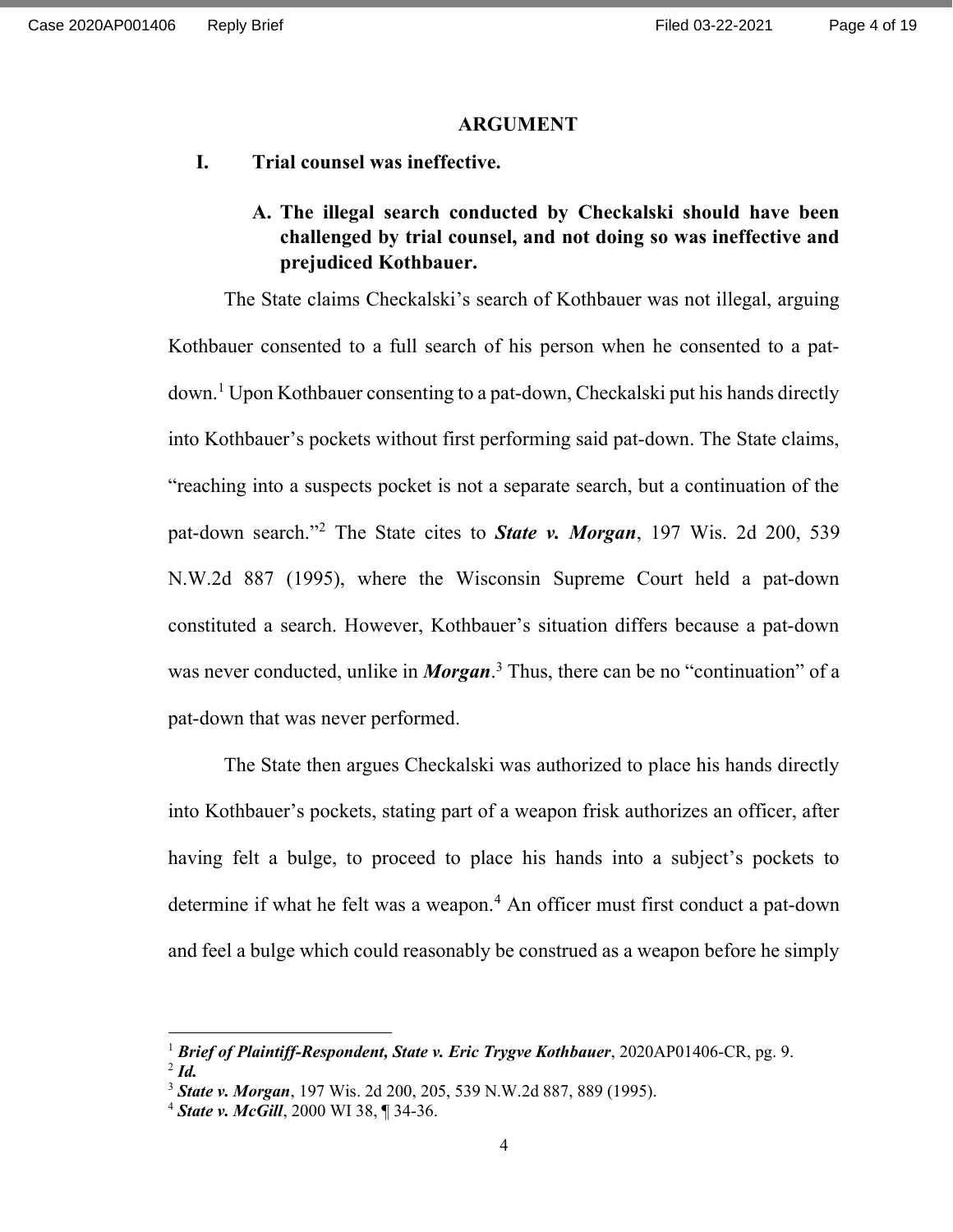## ARGUMENT

### I. Trial counsel was ineffective.

#### A. The illegal search conducted by Checkalski should have been challenged by trial counsel, and not doing so was ineffective and prejudiced Kothbauer.

The State claims Checkalski's search of Kothbauer was not illegal, arguing Kothbauer consented to a full search of his person when he consented to a pat-down.[1] Upon Kothbauer consenting to a pat-down, Checkalski put his hands directly into Kothbauer's pockets without first performing said pat-down. The State claims, "reaching into a suspects pocket is not a separate search, but a continuation of the pat-down search."[2] The State cites to ***State v. Morgan***, 197 Wis. 2d 200, 539 N.W.2d 887 (1995), where the Wisconsin Supreme Court held a pat-down constituted a search. However, Kothbauer's situation differs because a pat-down was never conducted, unlike in ***Morgan***.[3] Thus, there can be no "continuation" of a pat-down that was never performed.

The State then argues Checkalski was authorized to place his hands directly into Kothbauer's pockets, stating part of a weapon frisk authorizes an officer, after having felt a bulge, to proceed to place his hands into a subject's pockets to determine if what he felt was a weapon.[4] An officer must first conduct a pat-down and feel a bulge which could reasonably be construed as a weapon before he simply

---

[1] ***Brief of Plaintiff-Respondent, State v. Eric Trygve Kothbauer***, 2020AP01406-CR, pg. 9.

[2] ***Id.***

[3] ***State v. Morgan***, 197 Wis. 2d 200, 205, 539 N.W.2d 887, 889 (1995).

[4] ***State v. McGill***, 2000 WI 38, ¶ 34-36.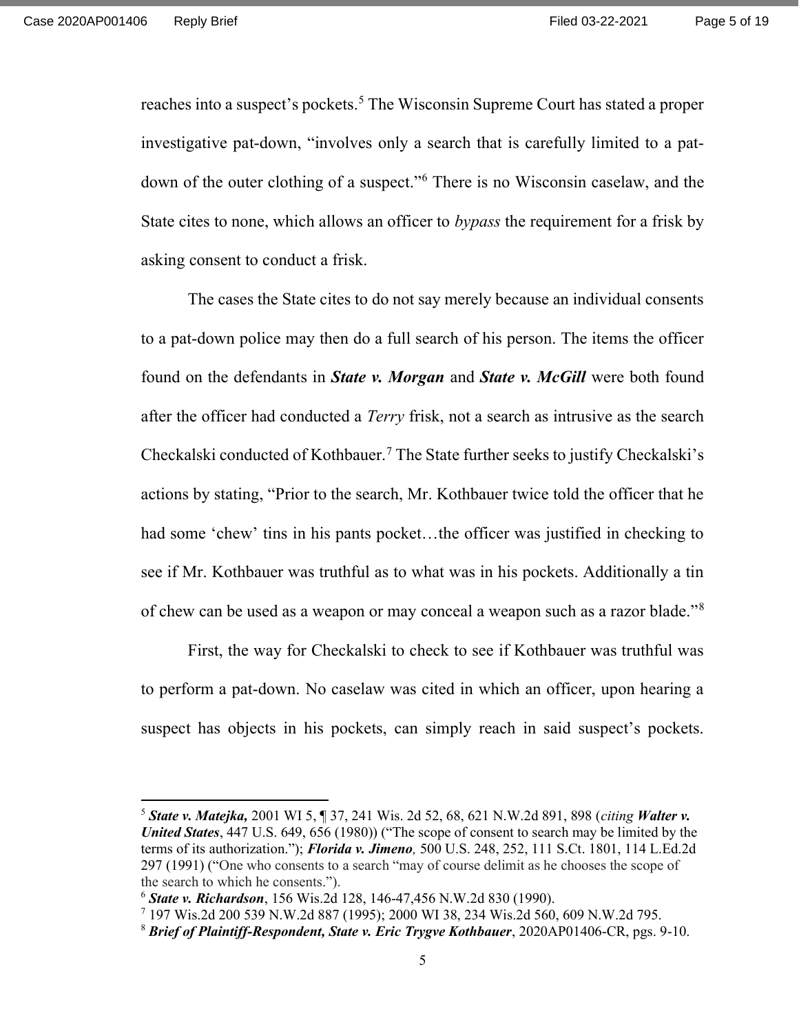reaches into a suspect's pockets.[5] The Wisconsin Supreme Court has stated a proper investigative pat-down, "involves only a search that is carefully limited to a pat-down of the outer clothing of a suspect."[6] There is no Wisconsin caselaw, and the State cites to none, which allows an officer to *bypass* the requirement for a frisk by asking consent to conduct a frisk.

The cases the State cites to do not say merely because an individual consents to a pat-down police may then do a full search of his person. The items the officer found on the defendants in ***State v. Morgan*** and ***State v. McGill*** were both found after the officer had conducted a *Terry* frisk, not a search as intrusive as the search Checkalski conducted of Kothbauer.[7] The State further seeks to justify Checkalski's actions by stating, "Prior to the search, Mr. Kothbauer twice told the officer that he had some 'chew' tins in his pants pocket…the officer was justified in checking to see if Mr. Kothbauer was truthful as to what was in his pockets. Additionally a tin of chew can be used as a weapon or may conceal a weapon such as a razor blade."[8]

First, the way for Checkalski to check to see if Kothbauer was truthful was to perform a pat-down. No caselaw was cited in which an officer, upon hearing a suspect has objects in his pockets, can simply reach in said suspect's pockets.

---

[5] ***State v. Matejka,*** 2001 WI 5, ¶ 37, 241 Wis. 2d 52, 68, 621 N.W.2d 891, 898 (*citing* ***Walter v. United States***, 447 U.S. 649, 656 (1980)) ("The scope of consent to search may be limited by the terms of its authorization."); ***Florida v. Jimeno,*** 500 U.S. 248, 252, 111 S.Ct. 1801, 114 L.Ed.2d 297 (1991) ("One who consents to a search "may of course delimit as he chooses the scope of the search to which he consents.").

[6] ***State v. Richardson***, 156 Wis.2d 128, 146-47,456 N.W.2d 830 (1990).

[7] 197 Wis.2d 200 539 N.W.2d 887 (1995); 2000 WI 38, 234 Wis.2d 560, 609 N.W.2d 795.

[8] ***Brief of Plaintiff-Respondent, State v. Eric Trygve Kothbauer***, 2020AP01406-CR, pgs. 9-10.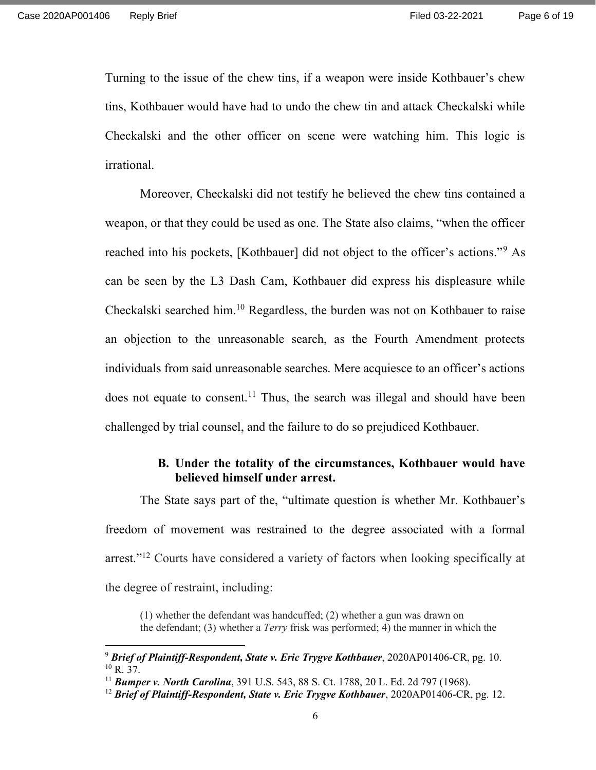Turning to the issue of the chew tins, if a weapon were inside Kothbauer's chew tins, Kothbauer would have had to undo the chew tin and attack Checkalski while Checkalski and the other officer on scene were watching him. This logic is irrational.

Moreover, Checkalski did not testify he believed the chew tins contained a weapon, or that they could be used as one. The State also claims, "when the officer reached into his pockets, [Kothbauer] did not object to the officer's actions."[9] As can be seen by the L3 Dash Cam, Kothbauer did express his displeasure while Checkalski searched him.[10] Regardless, the burden was not on Kothbauer to raise an objection to the unreasonable search, as the Fourth Amendment protects individuals from said unreasonable searches. Mere acquiesce to an officer's actions does not equate to consent.[11] Thus, the search was illegal and should have been challenged by trial counsel, and the failure to do so prejudiced Kothbauer.

### B. Under the totality of the circumstances, Kothbauer would have believed himself under arrest.

The State says part of the, "ultimate question is whether Mr. Kothbauer's freedom of movement was restrained to the degree associated with a formal arrest."[12] Courts have considered a variety of factors when looking specifically at the degree of restraint, including:

> (1) whether the defendant was handcuffed; (2) whether a gun was drawn on the defendant; (3) whether a *Terry* frisk was performed; 4) the manner in which the

---

[9] ***Brief of Plaintiff-Respondent, State v. Eric Trygve Kothbauer***, 2020AP01406-CR, pg. 10.

[10] R. 37.

[11] ***Bumper v. North Carolina***, 391 U.S. 543, 88 S. Ct. 1788, 20 L. Ed. 2d 797 (1968).

[12] ***Brief of Plaintiff-Respondent, State v. Eric Trygve Kothbauer***, 2020AP01406-CR, pg. 12.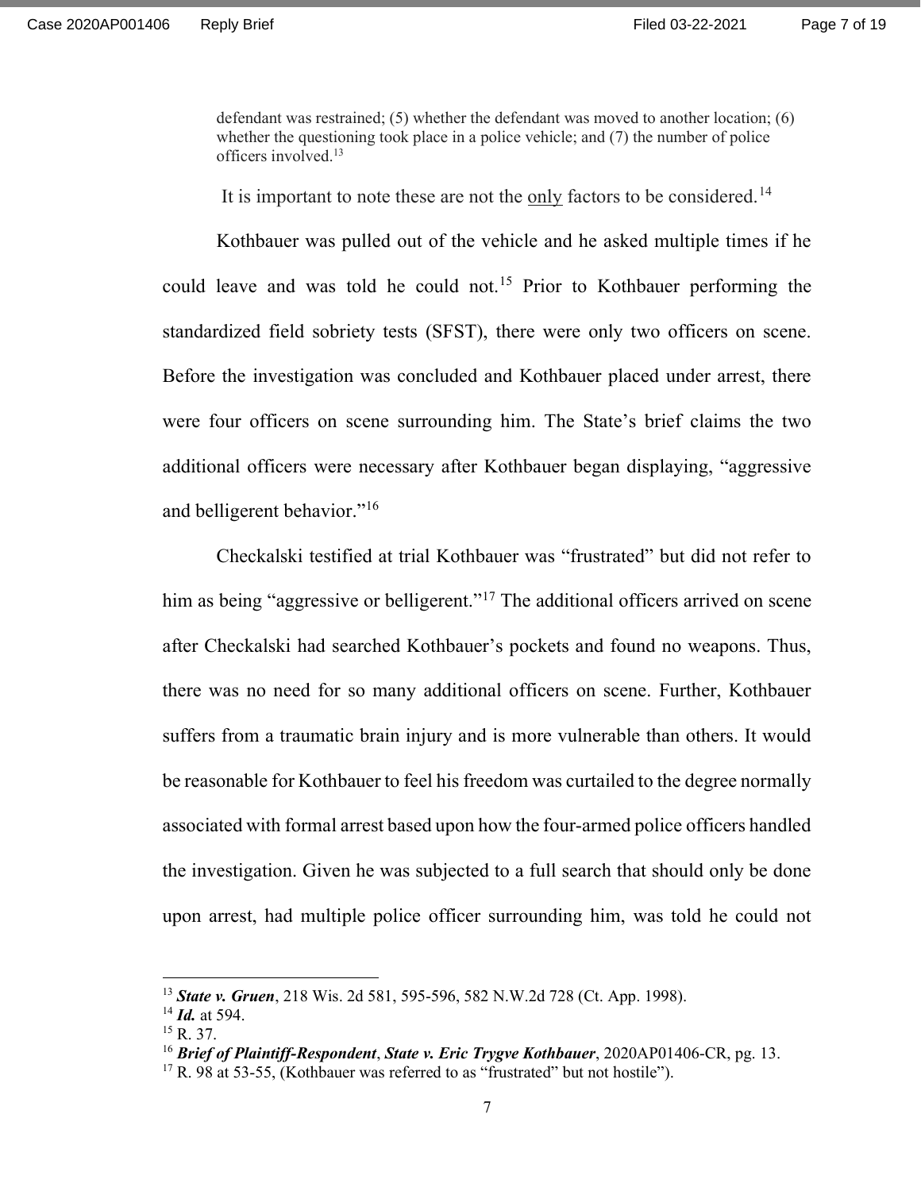> defendant was restrained; (5) whether the defendant was moved to another location; (6) whether the questioning took place in a police vehicle; and (7) the number of police officers involved.[13]

It is important to note these are not the <u>only</u> factors to be considered.[14]

Kothbauer was pulled out of the vehicle and he asked multiple times if he could leave and was told he could not.[15] Prior to Kothbauer performing the standardized field sobriety tests (SFST), there were only two officers on scene. Before the investigation was concluded and Kothbauer placed under arrest, there were four officers on scene surrounding him. The State's brief claims the two additional officers were necessary after Kothbauer began displaying, "aggressive and belligerent behavior."[16]

Checkalski testified at trial Kothbauer was "frustrated" but did not refer to him as being "aggressive or belligerent."[17] The additional officers arrived on scene after Checkalski had searched Kothbauer's pockets and found no weapons. Thus, there was no need for so many additional officers on scene. Further, Kothbauer suffers from a traumatic brain injury and is more vulnerable than others. It would be reasonable for Kothbauer to feel his freedom was curtailed to the degree normally associated with formal arrest based upon how the four-armed police officers handled the investigation. Given he was subjected to a full search that should only be done upon arrest, had multiple police officer surrounding him, was told he could not

---

[13] ***State v. Gruen***, 218 Wis. 2d 581, 595-596, 582 N.W.2d 728 (Ct. App. 1998).

[14] ***Id.*** at 594.

[15] R. 37.

[16] ***Brief of Plaintiff-Respondent***, ***State v. Eric Trygve Kothbauer***, 2020AP01406-CR, pg. 13.

[17] R. 98 at 53-55, (Kothbauer was referred to as "frustrated" but not hostile").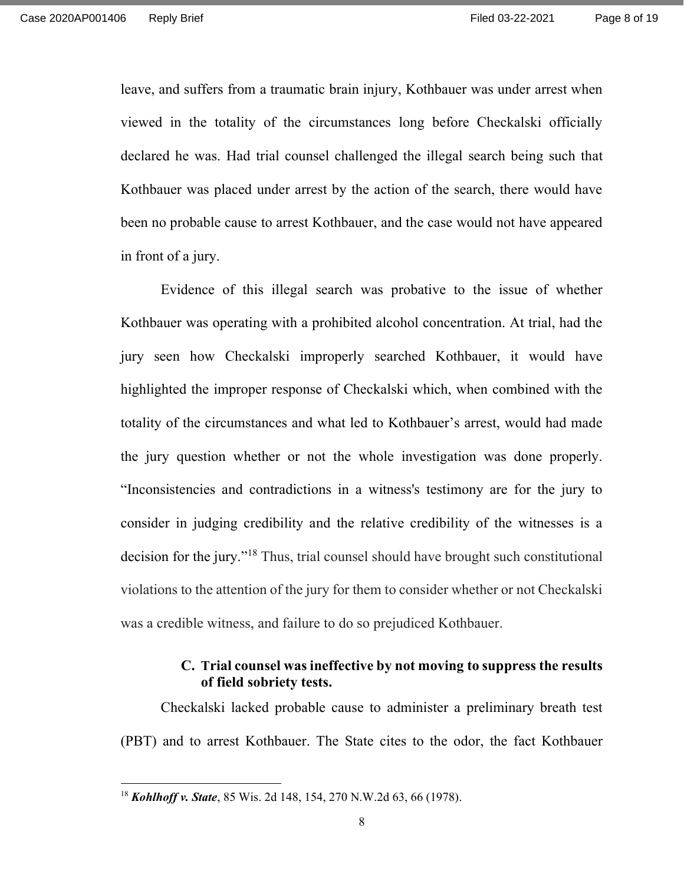leave, and suffers from a traumatic brain injury, Kothbauer was under arrest when viewed in the totality of the circumstances long before Checkalski officially declared he was. Had trial counsel challenged the illegal search being such that Kothbauer was placed under arrest by the action of the search, there would have been no probable cause to arrest Kothbauer, and the case would not have appeared in front of a jury.

Evidence of this illegal search was probative to the issue of whether Kothbauer was operating with a prohibited alcohol concentration. At trial, had the jury seen how Checkalski improperly searched Kothbauer, it would have highlighted the improper response of Checkalski which, when combined with the totality of the circumstances and what led to Kothbauer's arrest, would had made the jury question whether or not the whole investigation was done properly. "Inconsistencies and contradictions in a witness's testimony are for the jury to consider in judging credibility and the relative credibility of the witnesses is a decision for the jury."[18] Thus, trial counsel should have brought such constitutional violations to the attention of the jury for them to consider whether or not Checkalski was a credible witness, and failure to do so prejudiced Kothbauer.

### C. Trial counsel was ineffective by not moving to suppress the results of field sobriety tests.

Checkalski lacked probable cause to administer a preliminary breath test (PBT) and to arrest Kothbauer. The State cites to the odor, the fact Kothbauer

---

[18] ***Kohlhoff v. State***, 85 Wis. 2d 148, 154, 270 N.W.2d 63, 66 (1978).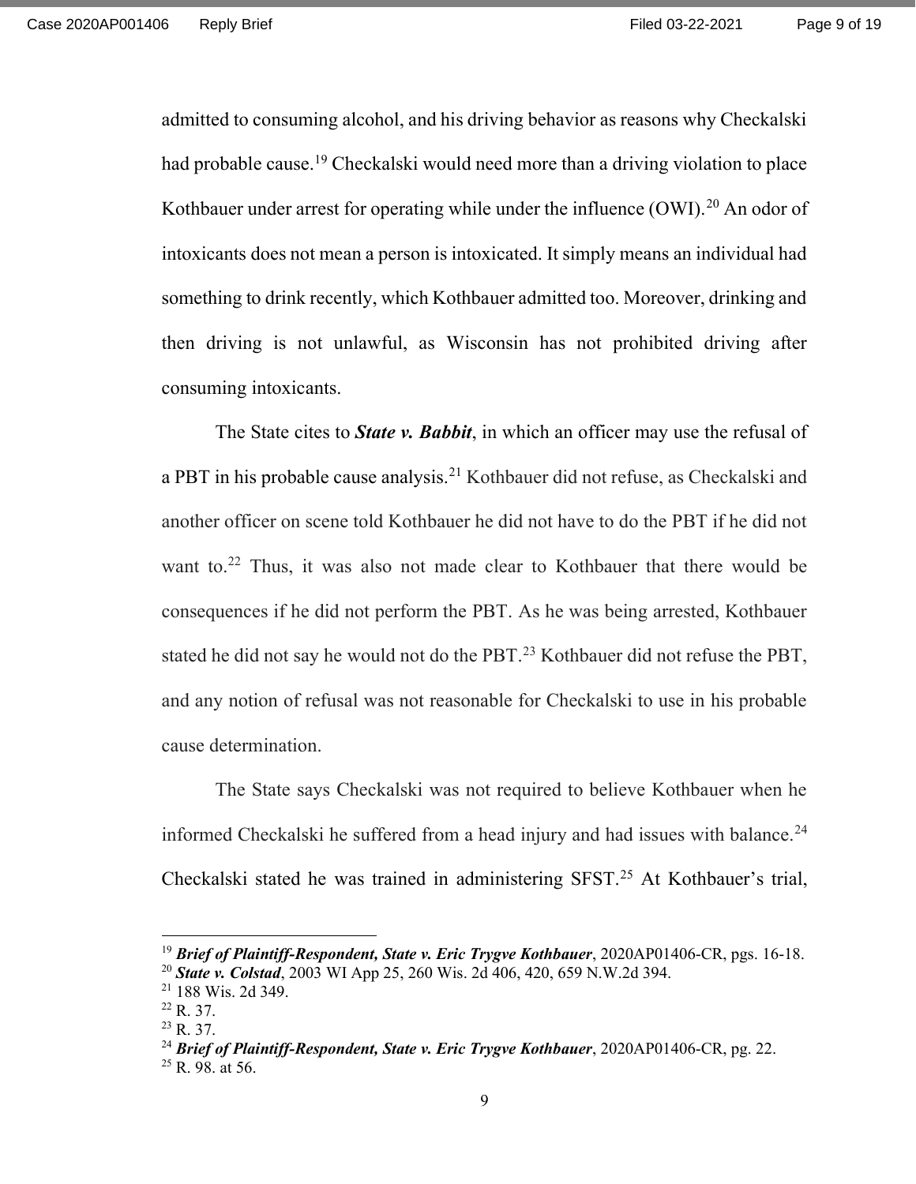admitted to consuming alcohol, and his driving behavior as reasons why Checkalski had probable cause.[19] Checkalski would need more than a driving violation to place Kothbauer under arrest for operating while under the influence (OWI).[20] An odor of intoxicants does not mean a person is intoxicated. It simply means an individual had something to drink recently, which Kothbauer admitted too. Moreover, drinking and then driving is not unlawful, as Wisconsin has not prohibited driving after consuming intoxicants.

The State cites to ***State v. Babbit***, in which an officer may use the refusal of a PBT in his probable cause analysis.[21] Kothbauer did not refuse, as Checkalski and another officer on scene told Kothbauer he did not have to do the PBT if he did not want to.[22] Thus, it was also not made clear to Kothbauer that there would be consequences if he did not perform the PBT. As he was being arrested, Kothbauer stated he did not say he would not do the PBT.[23] Kothbauer did not refuse the PBT, and any notion of refusal was not reasonable for Checkalski to use in his probable cause determination.

The State says Checkalski was not required to believe Kothbauer when he informed Checkalski he suffered from a head injury and had issues with balance.[24] Checkalski stated he was trained in administering SFST.[25] At Kothbauer's trial,

---

[19] ***Brief of Plaintiff-Respondent, State v. Eric Trygve Kothbauer***, 2020AP01406-CR, pgs. 16-18.
[20] ***State v. Colstad***, 2003 WI App 25, 260 Wis. 2d 406, 420, 659 N.W.2d 394.
[21] 188 Wis. 2d 349.
[22] R. 37.
[23] R. 37.
[24] ***Brief of Plaintiff-Respondent, State v. Eric Trygve Kothbauer***, 2020AP01406-CR, pg. 22.
[25] R. 98. at 56.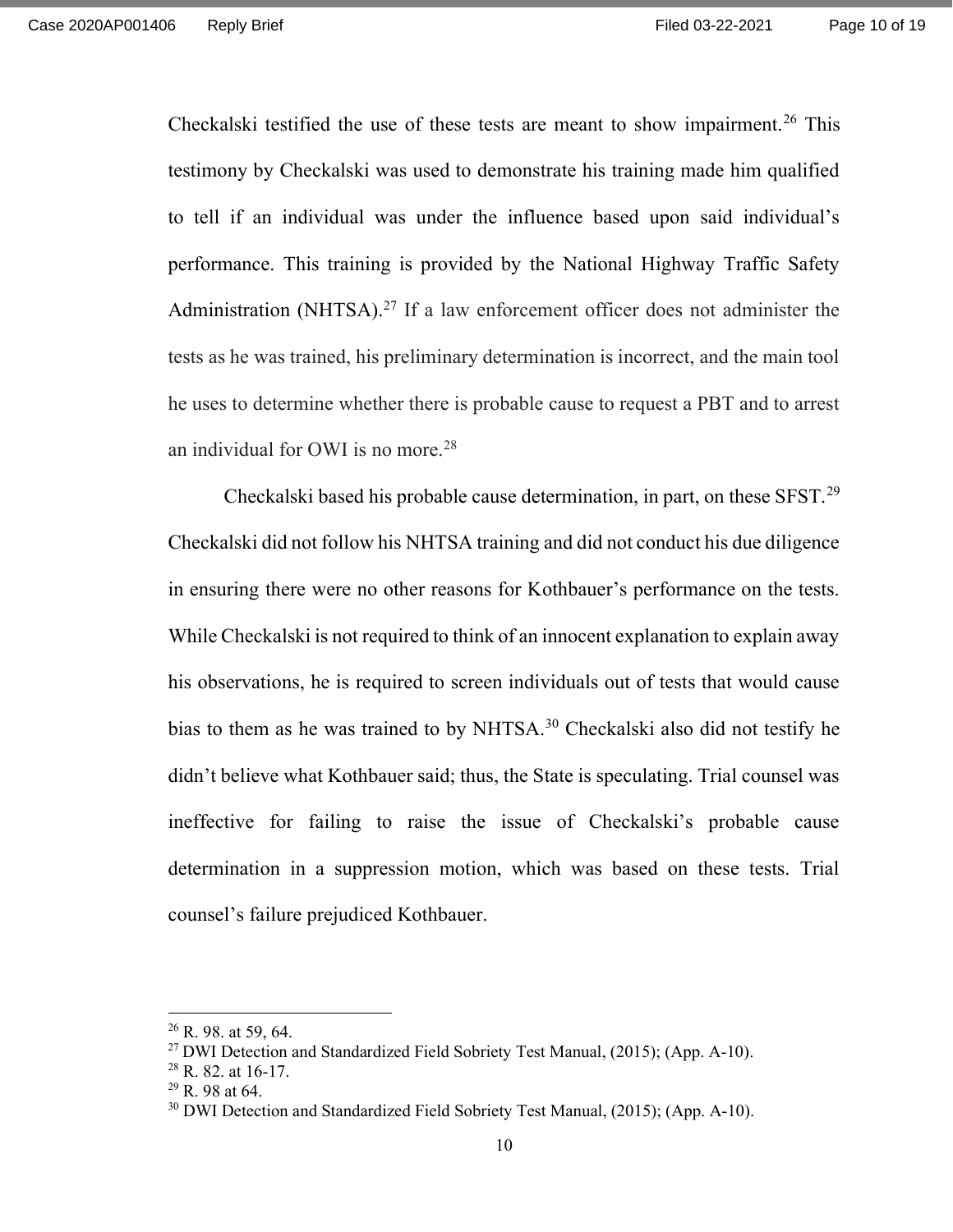Checkalski testified the use of these tests are meant to show impairment.[26] This testimony by Checkalski was used to demonstrate his training made him qualified to tell if an individual was under the influence based upon said individual's performance. This training is provided by the National Highway Traffic Safety Administration (NHTSA).[27] If a law enforcement officer does not administer the tests as he was trained, his preliminary determination is incorrect, and the main tool he uses to determine whether there is probable cause to request a PBT and to arrest an individual for OWI is no more.[28]

Checkalski based his probable cause determination, in part, on these SFST.[29] Checkalski did not follow his NHTSA training and did not conduct his due diligence in ensuring there were no other reasons for Kothbauer's performance on the tests. While Checkalski is not required to think of an innocent explanation to explain away his observations, he is required to screen individuals out of tests that would cause bias to them as he was trained to by NHTSA.[30] Checkalski also did not testify he didn't believe what Kothbauer said; thus, the State is speculating. Trial counsel was ineffective for failing to raise the issue of Checkalski's probable cause determination in a suppression motion, which was based on these tests. Trial counsel's failure prejudiced Kothbauer.

---

[26] R. 98. at 59, 64.
[27] DWI Detection and Standardized Field Sobriety Test Manual, (2015); (App. A-10).
[28] R. 82. at 16-17.
[29] R. 98 at 64.
[30] DWI Detection and Standardized Field Sobriety Test Manual, (2015); (App. A-10).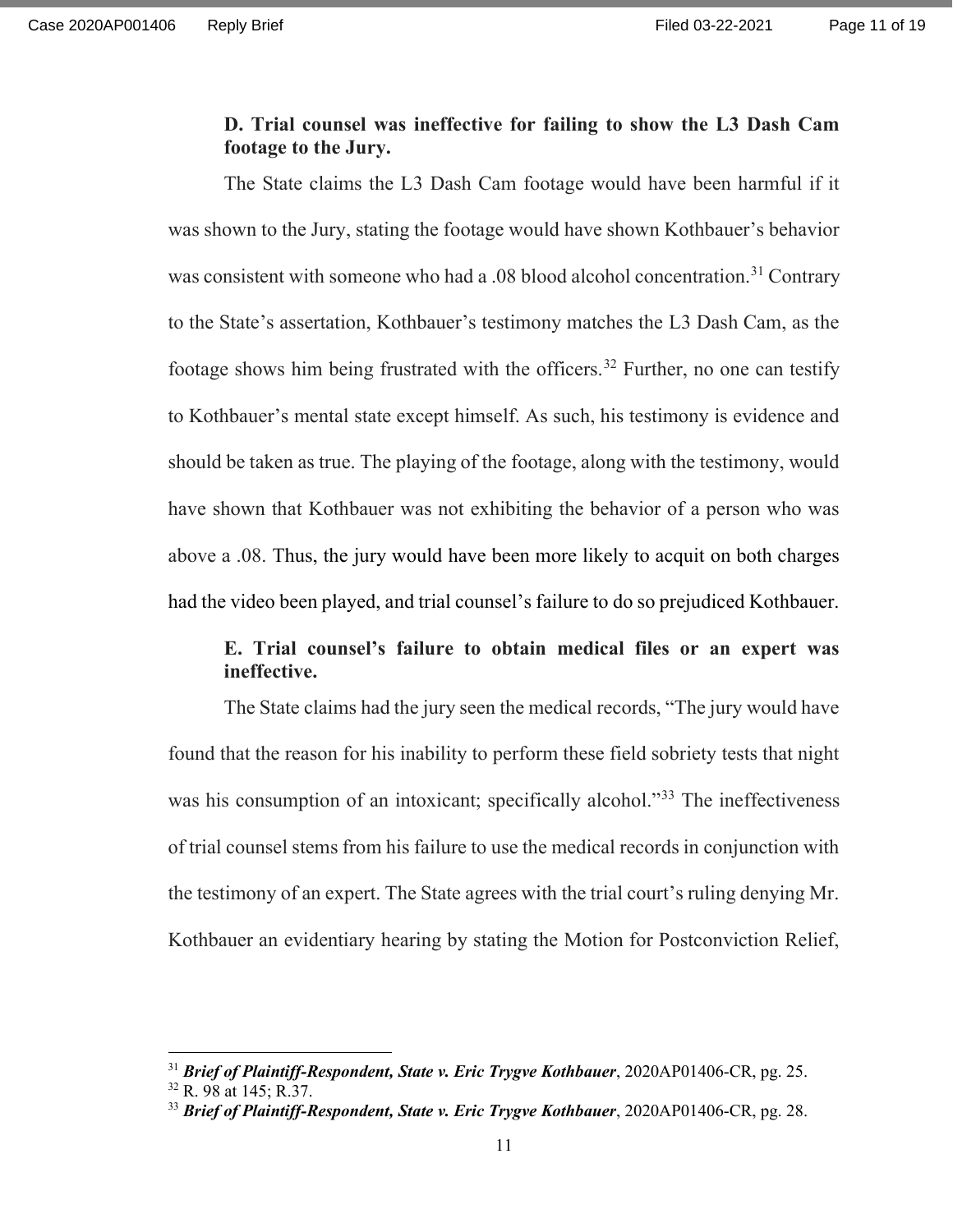**D. Trial counsel was ineffective for failing to show the L3 Dash Cam footage to the Jury.**

The State claims the L3 Dash Cam footage would have been harmful if it was shown to the Jury, stating the footage would have shown Kothbauer's behavior was consistent with someone who had a .08 blood alcohol concentration.[31] Contrary to the State's assertation, Kothbauer's testimony matches the L3 Dash Cam, as the footage shows him being frustrated with the officers.[32] Further, no one can testify to Kothbauer's mental state except himself. As such, his testimony is evidence and should be taken as true. The playing of the footage, along with the testimony, would have shown that Kothbauer was not exhibiting the behavior of a person who was above a .08. Thus, the jury would have been more likely to acquit on both charges had the video been played, and trial counsel's failure to do so prejudiced Kothbauer.

**E. Trial counsel's failure to obtain medical files or an expert was ineffective.**

The State claims had the jury seen the medical records, "The jury would have found that the reason for his inability to perform these field sobriety tests that night was his consumption of an intoxicant; specifically alcohol."[33] The ineffectiveness of trial counsel stems from his failure to use the medical records in conjunction with the testimony of an expert. The State agrees with the trial court's ruling denying Mr. Kothbauer an evidentiary hearing by stating the Motion for Postconviction Relief,

---

[31] ***Brief of Plaintiff-Respondent, State v. Eric Trygve Kothbauer***, 2020AP01406-CR, pg. 25.

[32] R. 98 at 145; R.37.

[33] ***Brief of Plaintiff-Respondent, State v. Eric Trygve Kothbauer***, 2020AP01406-CR, pg. 28.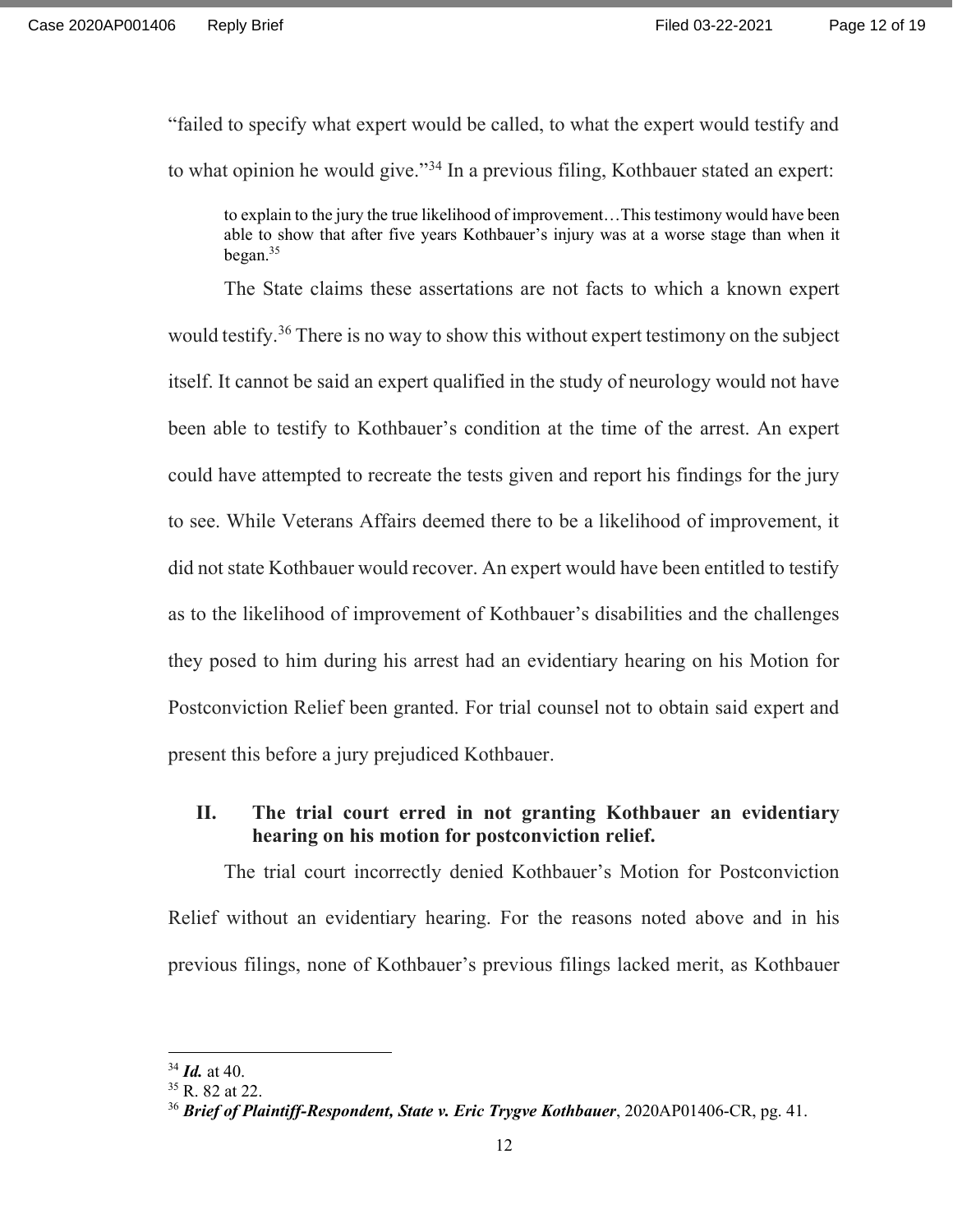"failed to specify what expert would be called, to what the expert would testify and to what opinion he would give."[34] In a previous filing, Kothbauer stated an expert:

> to explain to the jury the true likelihood of improvement…This testimony would have been able to show that after five years Kothbauer's injury was at a worse stage than when it began.[35]

The State claims these assertions are not facts to which a known expert would testify.[36] There is no way to show this without expert testimony on the subject itself. It cannot be said an expert qualified in the study of neurology would not have been able to testify to Kothbauer's condition at the time of the arrest. An expert could have attempted to recreate the tests given and report his findings for the jury to see. While Veterans Affairs deemed there to be a likelihood of improvement, it did not state Kothbauer would recover. An expert would have been entitled to testify as to the likelihood of improvement of Kothbauer's disabilities and the challenges they posed to him during his arrest had an evidentiary hearing on his Motion for Postconviction Relief been granted. For trial counsel not to obtain said expert and present this before a jury prejudiced Kothbauer.

## II. The trial court erred in not granting Kothbauer an evidentiary hearing on his motion for postconviction relief.

The trial court incorrectly denied Kothbauer's Motion for Postconviction Relief without an evidentiary hearing. For the reasons noted above and in his previous filings, none of Kothbauer's previous filings lacked merit, as Kothbauer

---

[34] ***Id.*** at 40.

[35] R. 82 at 22.

[36] ***Brief of Plaintiff-Respondent, State v. Eric Trygve Kothbauer***, 2020AP01406-CR, pg. 41.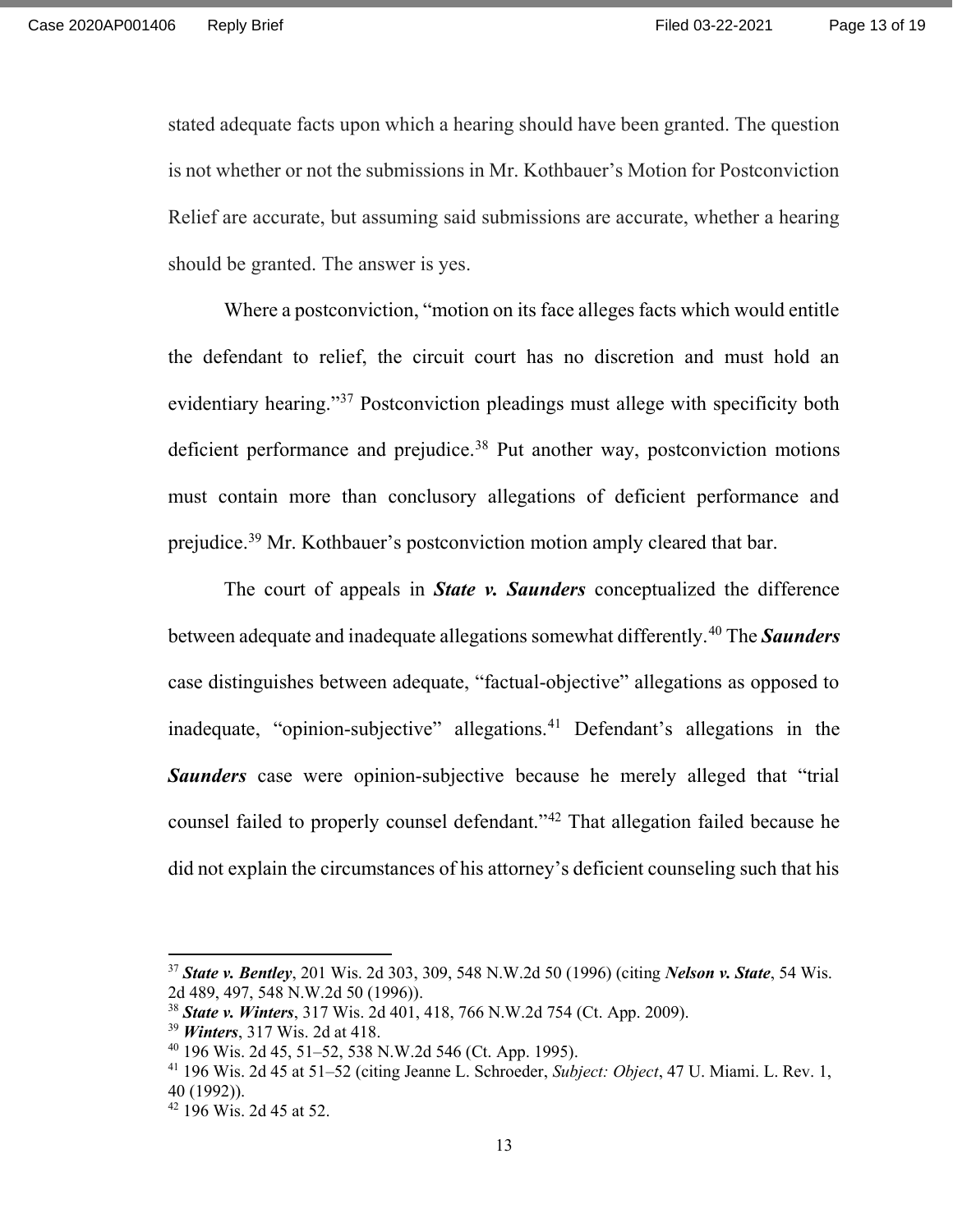stated adequate facts upon which a hearing should have been granted. The question is not whether or not the submissions in Mr. Kothbauer's Motion for Postconviction Relief are accurate, but assuming said submissions are accurate, whether a hearing should be granted. The answer is yes.

Where a postconviction, "motion on its face alleges facts which would entitle the defendant to relief, the circuit court has no discretion and must hold an evidentiary hearing."[37] Postconviction pleadings must allege with specificity both deficient performance and prejudice.[38] Put another way, postconviction motions must contain more than conclusory allegations of deficient performance and prejudice.[39] Mr. Kothbauer's postconviction motion amply cleared that bar.

The court of appeals in ***State v. Saunders*** conceptualized the difference between adequate and inadequate allegations somewhat differently.[40] The ***Saunders*** case distinguishes between adequate, "factual-objective" allegations as opposed to inadequate, "opinion-subjective" allegations.[41] Defendant's allegations in the ***Saunders*** case were opinion-subjective because he merely alleged that "trial counsel failed to properly counsel defendant."[42] That allegation failed because he did not explain the circumstances of his attorney's deficient counseling such that his

---

[37] ***State v. Bentley***, 201 Wis. 2d 303, 309, 548 N.W.2d 50 (1996) (citing ***Nelson v. State***, 54 Wis. 2d 489, 497, 548 N.W.2d 50 (1996)).

[38] ***State v. Winters***, 317 Wis. 2d 401, 418, 766 N.W.2d 754 (Ct. App. 2009).

[39] ***Winters***, 317 Wis. 2d at 418.

[40] 196 Wis. 2d 45, 51–52, 538 N.W.2d 546 (Ct. App. 1995).

[41] 196 Wis. 2d 45 at 51–52 (citing Jeanne L. Schroeder, *Subject: Object*, 47 U. Miami. L. Rev. 1, 40 (1992)).

[42] 196 Wis. 2d 45 at 52.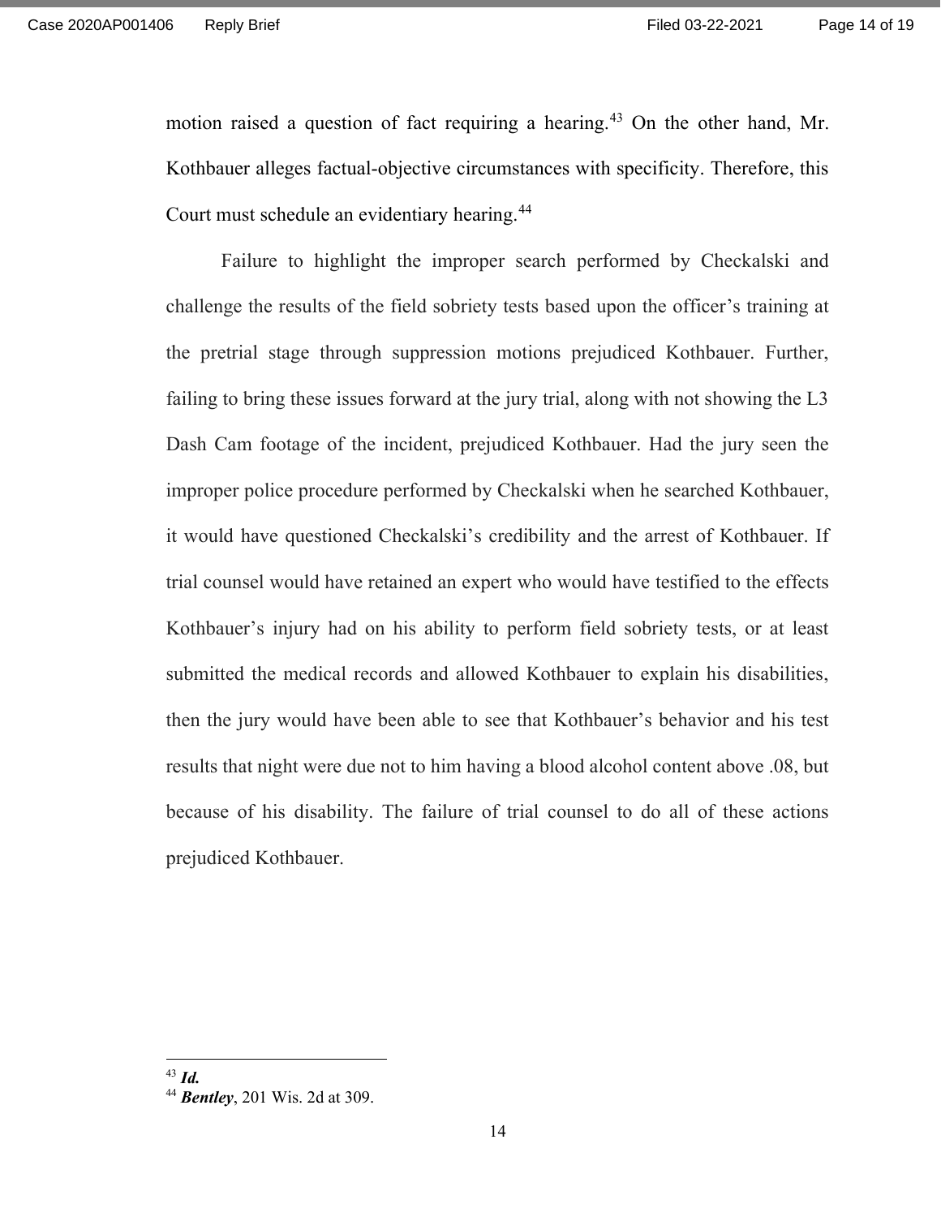motion raised a question of fact requiring a hearing.[43] On the other hand, Mr. Kothbauer alleges factual-objective circumstances with specificity. Therefore, this Court must schedule an evidentiary hearing.[44]

Failure to highlight the improper search performed by Checkalski and challenge the results of the field sobriety tests based upon the officer's training at the pretrial stage through suppression motions prejudiced Kothbauer. Further, failing to bring these issues forward at the jury trial, along with not showing the L3 Dash Cam footage of the incident, prejudiced Kothbauer. Had the jury seen the improper police procedure performed by Checkalski when he searched Kothbauer, it would have questioned Checkalski's credibility and the arrest of Kothbauer. If trial counsel would have retained an expert who would have testified to the effects Kothbauer's injury had on his ability to perform field sobriety tests, or at least submitted the medical records and allowed Kothbauer to explain his disabilities, then the jury would have been able to see that Kothbauer's behavior and his test results that night were due not to him having a blood alcohol content above .08, but because of his disability. The failure of trial counsel to do all of these actions prejudiced Kothbauer.

---

[43] ***Id.***

[44] ***Bentley***, 201 Wis. 2d at 309.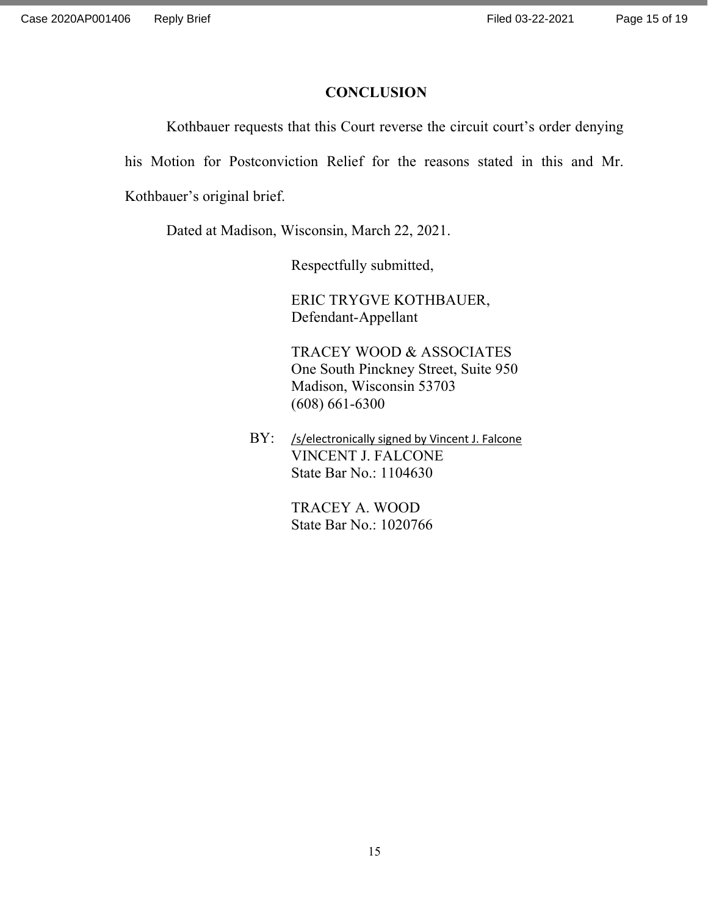## CONCLUSION

Kothbauer requests that this Court reverse the circuit court's order denying his Motion for Postconviction Relief for the reasons stated in this and Mr. Kothbauer's original brief.

Dated at Madison, Wisconsin, March 22, 2021.

Respectfully submitted,

ERIC TRYGVE KOTHBAUER,
Defendant-Appellant

TRACEY WOOD & ASSOCIATES
One South Pinckney Street, Suite 950
Madison, Wisconsin 53703
(608) 661-6300

BY: /s/electronically signed by Vincent J. Falcone
VINCENT J. FALCONE
State Bar No.: 1104630

TRACEY A. WOOD
State Bar No.: 1020766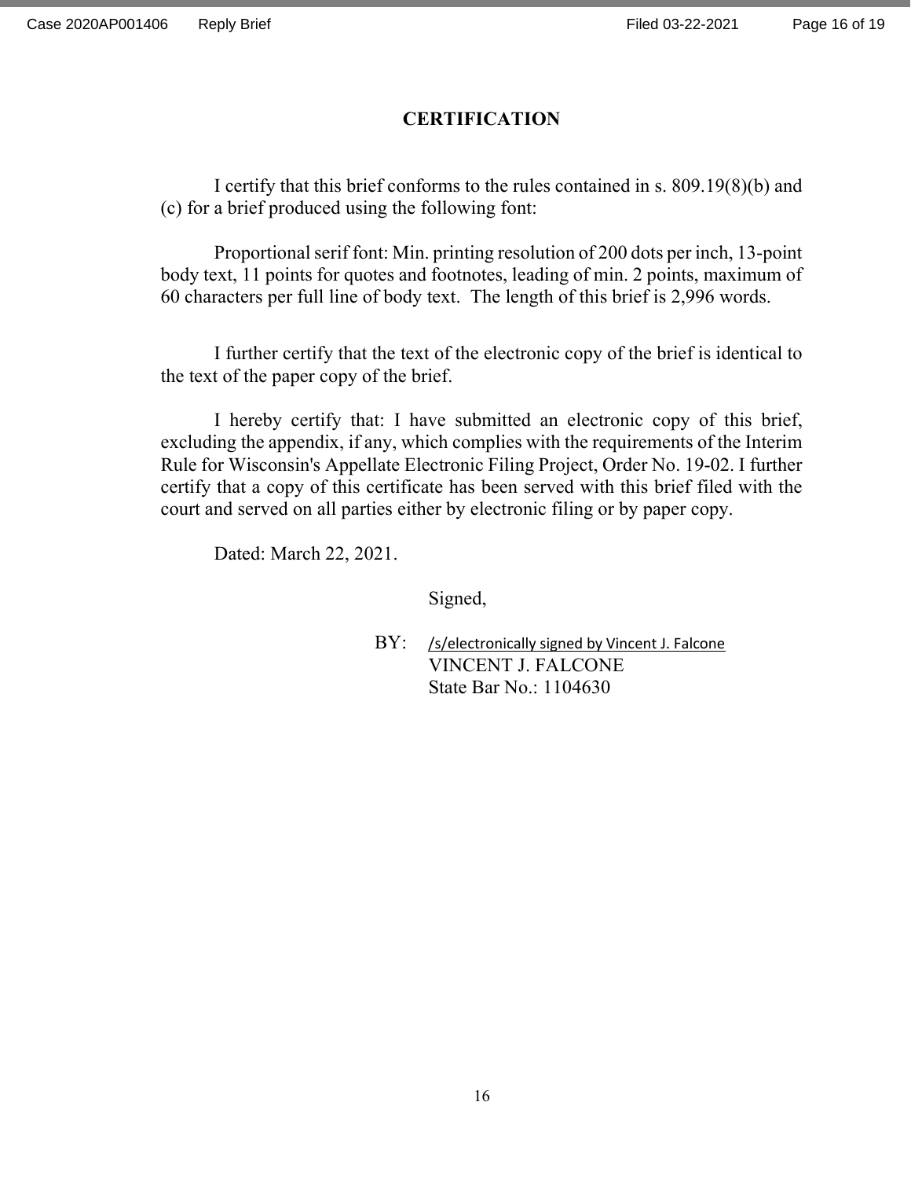# CERTIFICATION

I certify that this brief conforms to the rules contained in s. 809.19(8)(b) and (c) for a brief produced using the following font:

Proportional serif font: Min. printing resolution of 200 dots per inch, 13-point body text, 11 points for quotes and footnotes, leading of min. 2 points, maximum of 60 characters per full line of body text. The length of this brief is 2,996 words.

I further certify that the text of the electronic copy of the brief is identical to the text of the paper copy of the brief.

I hereby certify that: I have submitted an electronic copy of this brief, excluding the appendix, if any, which complies with the requirements of the Interim Rule for Wisconsin's Appellate Electronic Filing Project, Order No. 19-02. I further certify that a copy of this certificate has been served with this brief filed with the court and served on all parties either by electronic filing or by paper copy.

Dated: March 22, 2021.

Signed,

BY: /s/electronically signed by Vincent J. Falcone
VINCENT J. FALCONE
State Bar No.: 1104630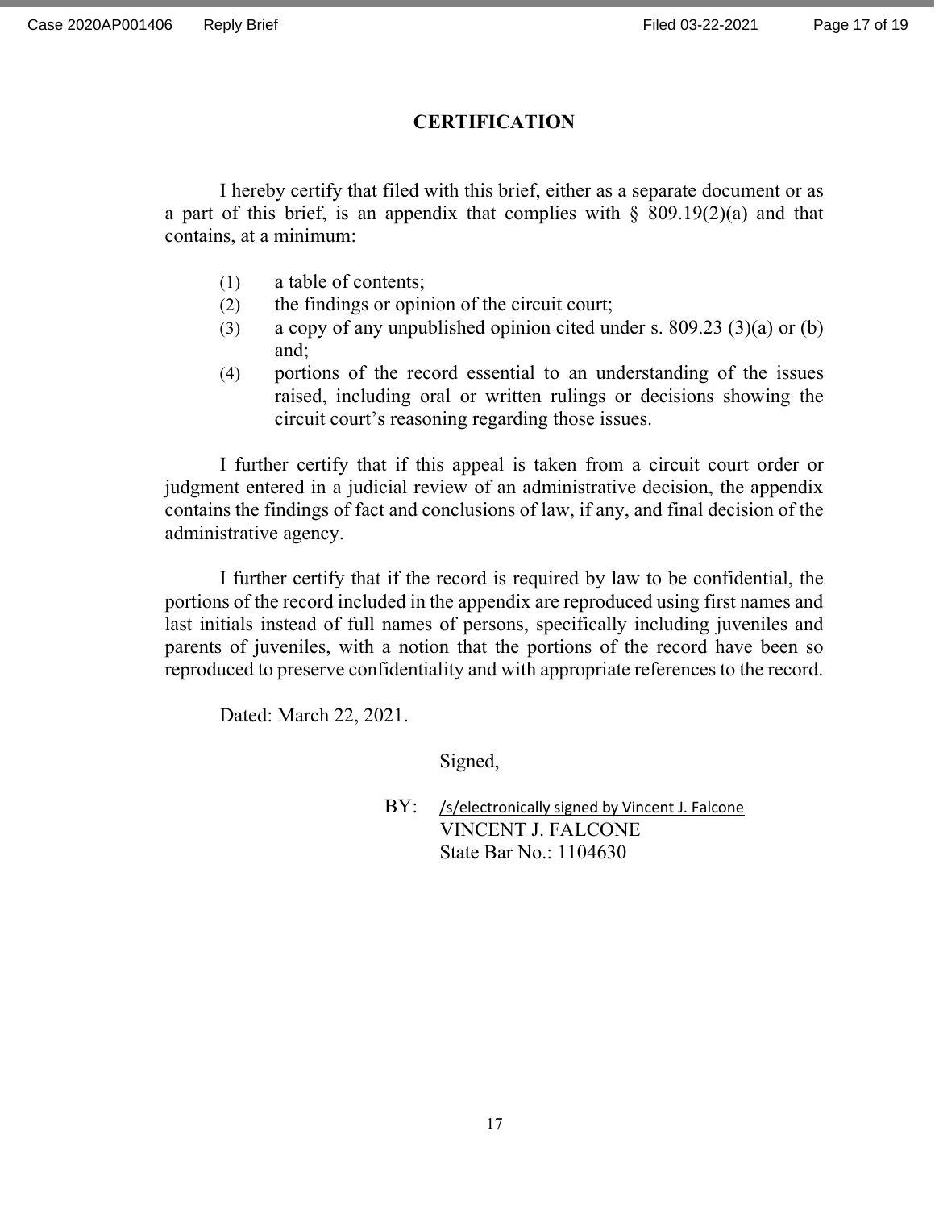# CERTIFICATION

I hereby certify that filed with this brief, either as a separate document or as a part of this brief, is an appendix that complies with § 809.19(2)(a) and that contains, at a minimum:

(1) a table of contents;
(2) the findings or opinion of the circuit court;
(3) a copy of any unpublished opinion cited under s. 809.23 (3)(a) or (b) and;
(4) portions of the record essential to an understanding of the issues raised, including oral or written rulings or decisions showing the circuit court's reasoning regarding those issues.

I further certify that if this appeal is taken from a circuit court order or judgment entered in a judicial review of an administrative decision, the appendix contains the findings of fact and conclusions of law, if any, and final decision of the administrative agency.

I further certify that if the record is required by law to be confidential, the portions of the record included in the appendix are reproduced using first names and last initials instead of full names of persons, specifically including juveniles and parents of juveniles, with a notion that the portions of the record have been so reproduced to preserve confidentiality and with appropriate references to the record.

Dated: March 22, 2021.

Signed,

BY: /s/electronically signed by Vincent J. Falcone
VINCENT J. FALCONE
State Bar No.: 1104630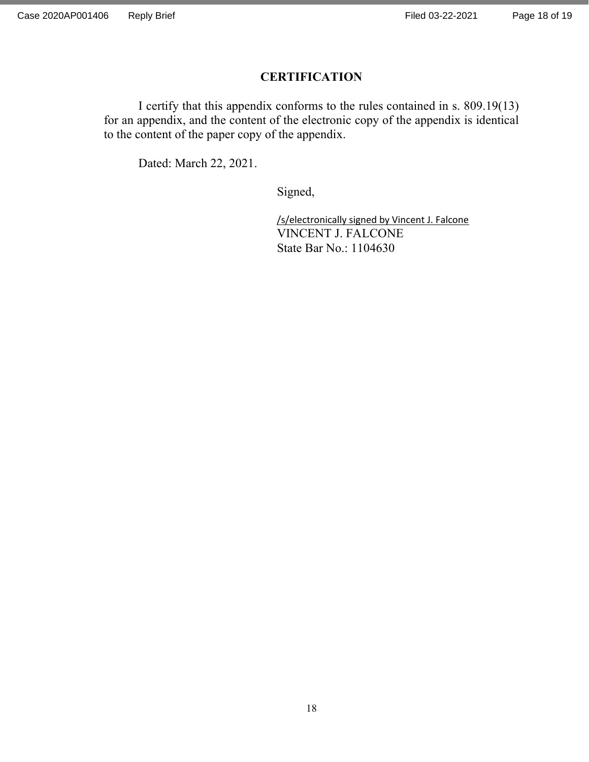# CERTIFICATION

I certify that this appendix conforms to the rules contained in s. 809.19(13) for an appendix, and the content of the electronic copy of the appendix is identical to the content of the paper copy of the appendix.

Dated: March 22, 2021.

Signed,

/s/electronically signed by Vincent J. Falcone
VINCENT J. FALCONE
State Bar No.: 1104630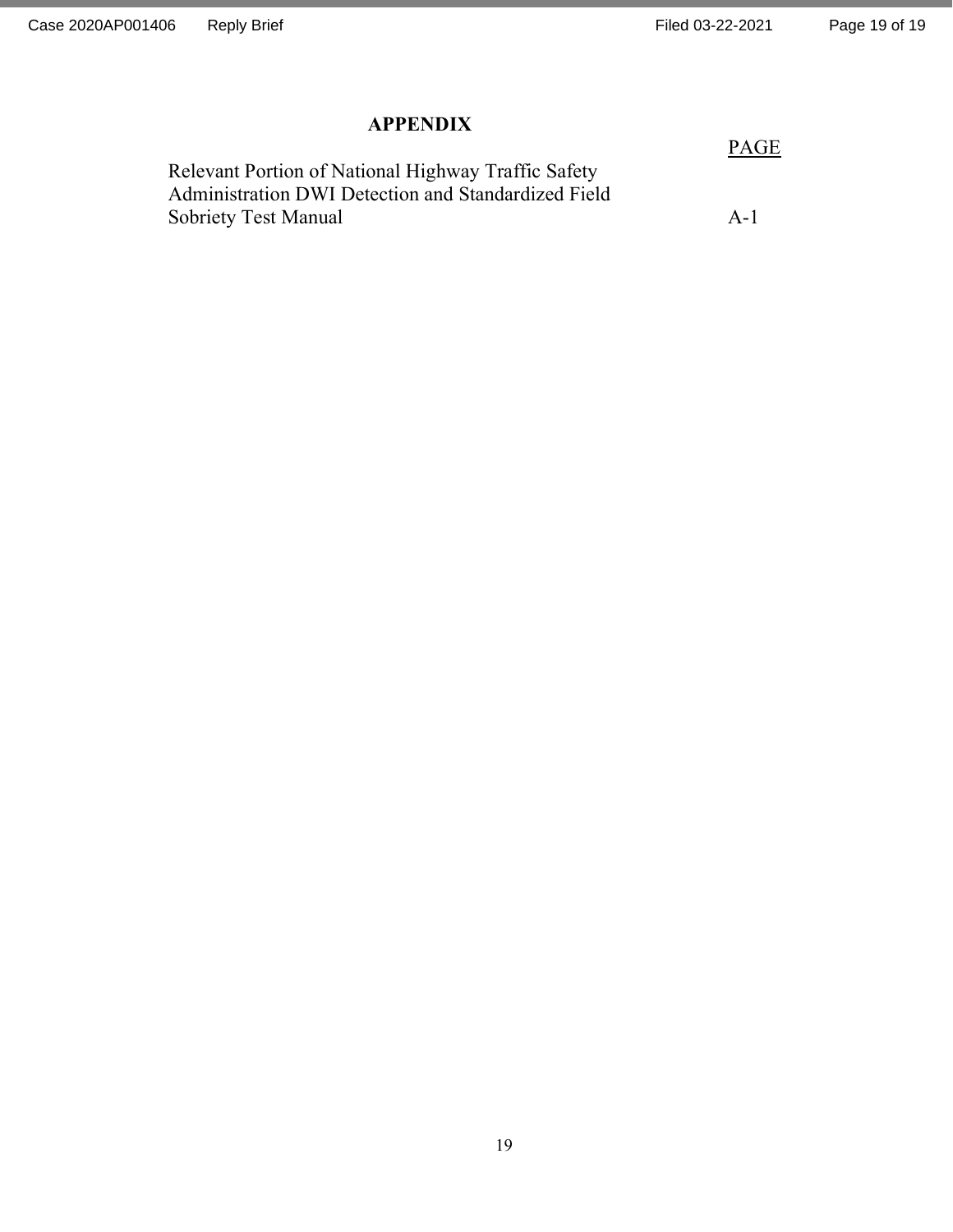# APPENDIX

| | PAGE |
|---|---|
| Relevant Portion of National Highway Traffic Safety Administration DWI Detection and Standardized Field Sobriety Test Manual | A-1 |